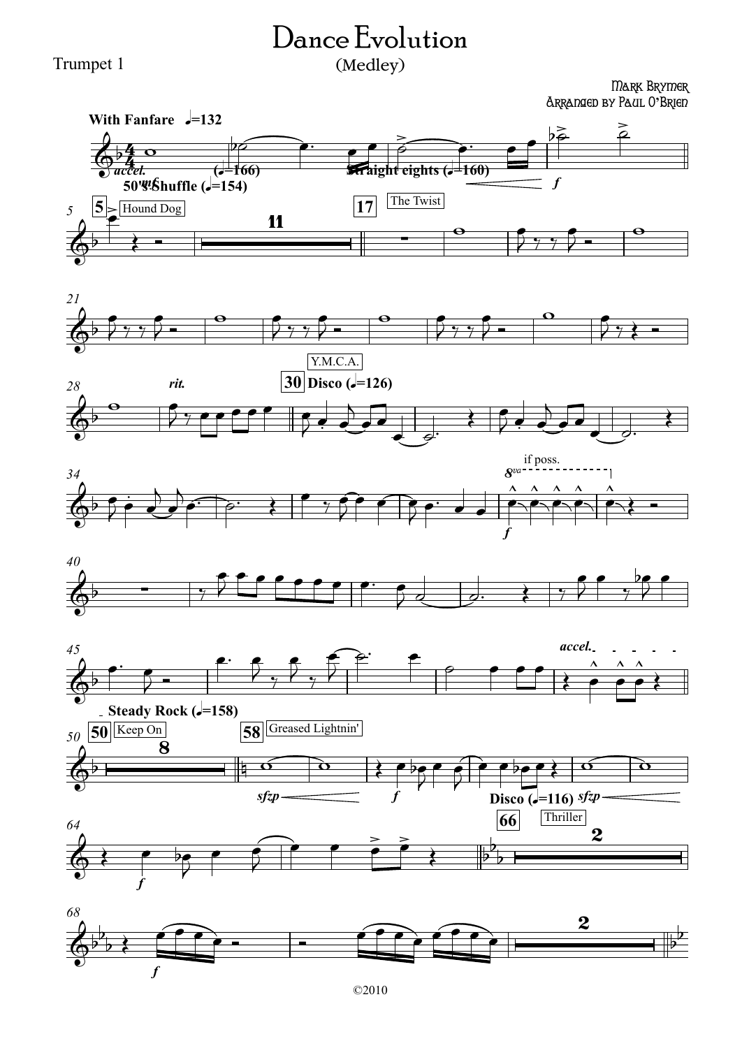# Dance Evolution

## (Medley)

Trumpet 1

Mark Brymer

Arranged by Paul O'Brien

©2010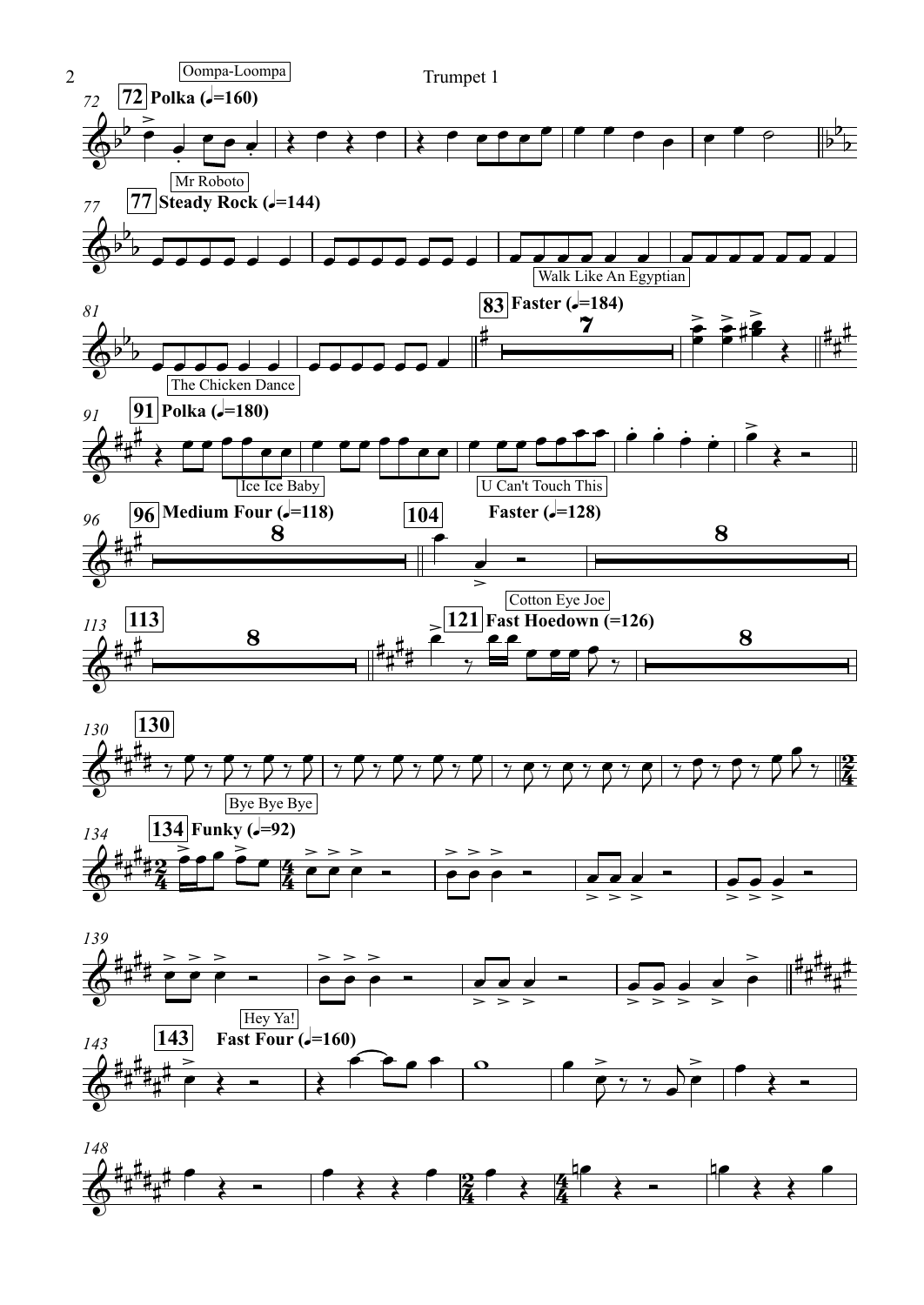Oompa-Loompa

72 Polka (♩=160)

Mr Roboto

77 Steady Rock (♩=144)

Walk Like An Egyptian

83 Faster (♩=184)

The Chicken Dance

91 Polka (♩=180)

Ice Ice Baby

U Can't Touch This

96 Medium Four (♩=118)

104 Faster (♩=128)

113

Cotton Eye Joe

121 Fast Hoedown (=126)

130

Bye Bye Bye

134 Funky (♩=92)

Hey Ya!

143 Fast Four (♩=160)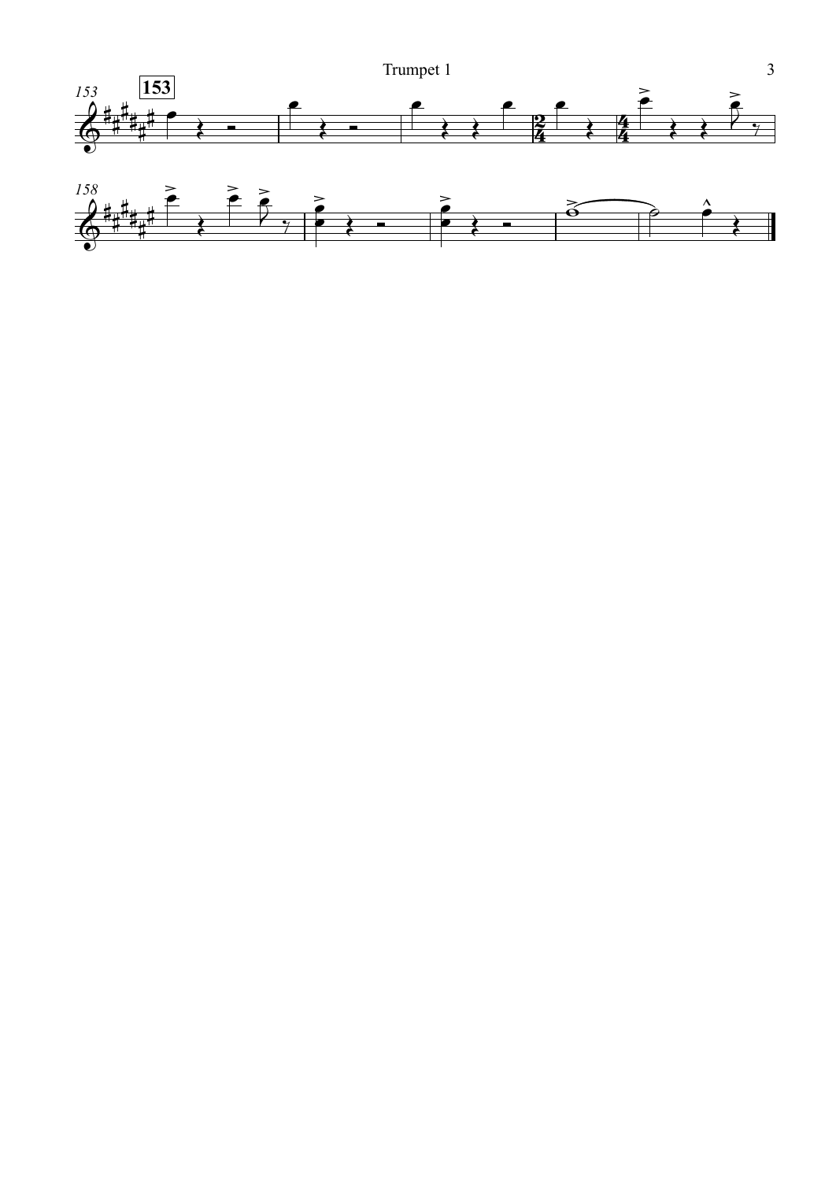Trumpet 1